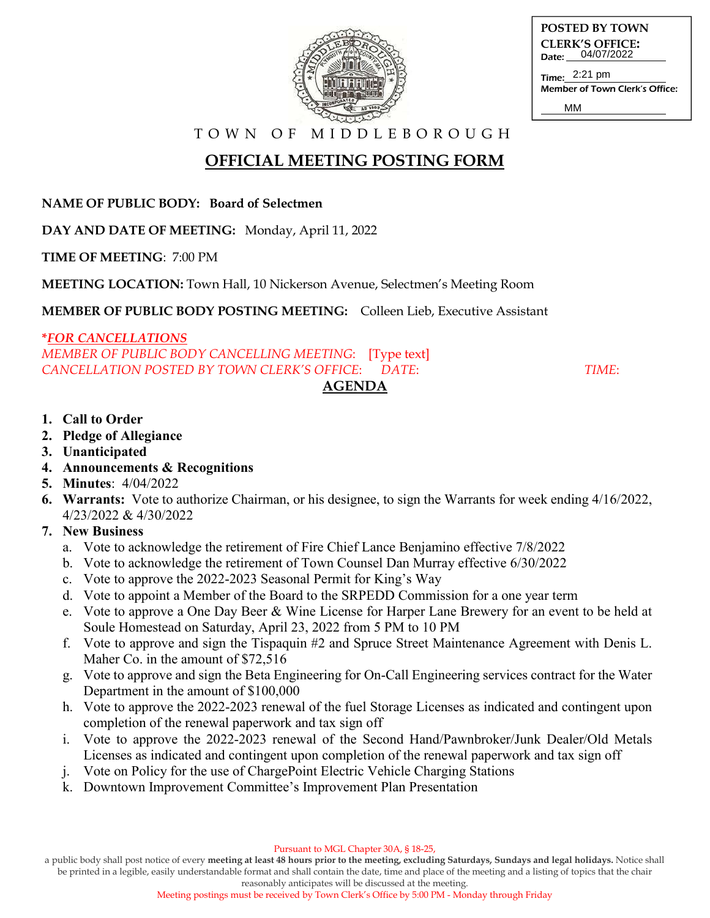**POSTED BY TOWN CLERK'S OFFICE:**
Date: 04/07/2022
Time: 2:21 pm
Member of Town Clerk's Office: MM

TOWN OF MIDDLEBOROUGH

# OFFICIAL MEETING POSTING FORM

**NAME OF PUBLIC BODY: Board of Selectmen**

**DAY AND DATE OF MEETING:** Monday, April 11, 2022

**TIME OF MEETING**: 7:00 PM

**MEETING LOCATION:** Town Hall, 10 Nickerson Avenue, Selectmen's Meeting Room

**MEMBER OF PUBLIC BODY POSTING MEETING:** Colleen Lieb, Executive Assistant

*\*FOR CANCELLATIONS*
*MEMBER OF PUBLIC BODY CANCELLING MEETING:* [Type text]
*CANCELLATION POSTED BY TOWN CLERK'S OFFICE: DATE: TIME:*

## AGENDA

1. **Call to Order**
2. **Pledge of Allegiance**
3. **Unanticipated**
4. **Announcements & Recognitions**
5. **Minutes**: 4/04/2022
6. **Warrants:** Vote to authorize Chairman, or his designee, to sign the Warrants for week ending 4/16/2022, 4/23/2022 & 4/30/2022
7. **New Business**
   a. Vote to acknowledge the retirement of Fire Chief Lance Benjamino effective 7/8/2022
   b. Vote to acknowledge the retirement of Town Counsel Dan Murray effective 6/30/2022
   c. Vote to approve the 2022-2023 Seasonal Permit for King's Way
   d. Vote to appoint a Member of the Board to the SRPEDD Commission for a one year term
   e. Vote to approve a One Day Beer & Wine License for Harper Lane Brewery for an event to be held at Soule Homestead on Saturday, April 23, 2022 from 5 PM to 10 PM
   f. Vote to approve and sign the Tispaquin #2 and Spruce Street Maintenance Agreement with Denis L. Maher Co. in the amount of $72,516
   g. Vote to approve and sign the Beta Engineering for On-Call Engineering services contract for the Water Department in the amount of $100,000
   h. Vote to approve the 2022-2023 renewal of the fuel Storage Licenses as indicated and contingent upon completion of the renewal paperwork and tax sign off
   i. Vote to approve the 2022-2023 renewal of the Second Hand/Pawnbroker/Junk Dealer/Old Metals Licenses as indicated and contingent upon completion of the renewal paperwork and tax sign off
   j. Vote on Policy for the use of ChargePoint Electric Vehicle Charging Stations
   k. Downtown Improvement Committee's Improvement Plan Presentation

Pursuant to MGL Chapter 30A, § 18-25,
a public body shall post notice of every **meeting at least 48 hours prior to the meeting, excluding Saturdays, Sundays and legal holidays.** Notice shall be printed in a legible, easily understandable format and shall contain the date, time and place of the meeting and a listing of topics that the chair reasonably anticipates will be discussed at the meeting.
Meeting postings must be received by Town Clerk's Office by 5:00 PM - Monday through Friday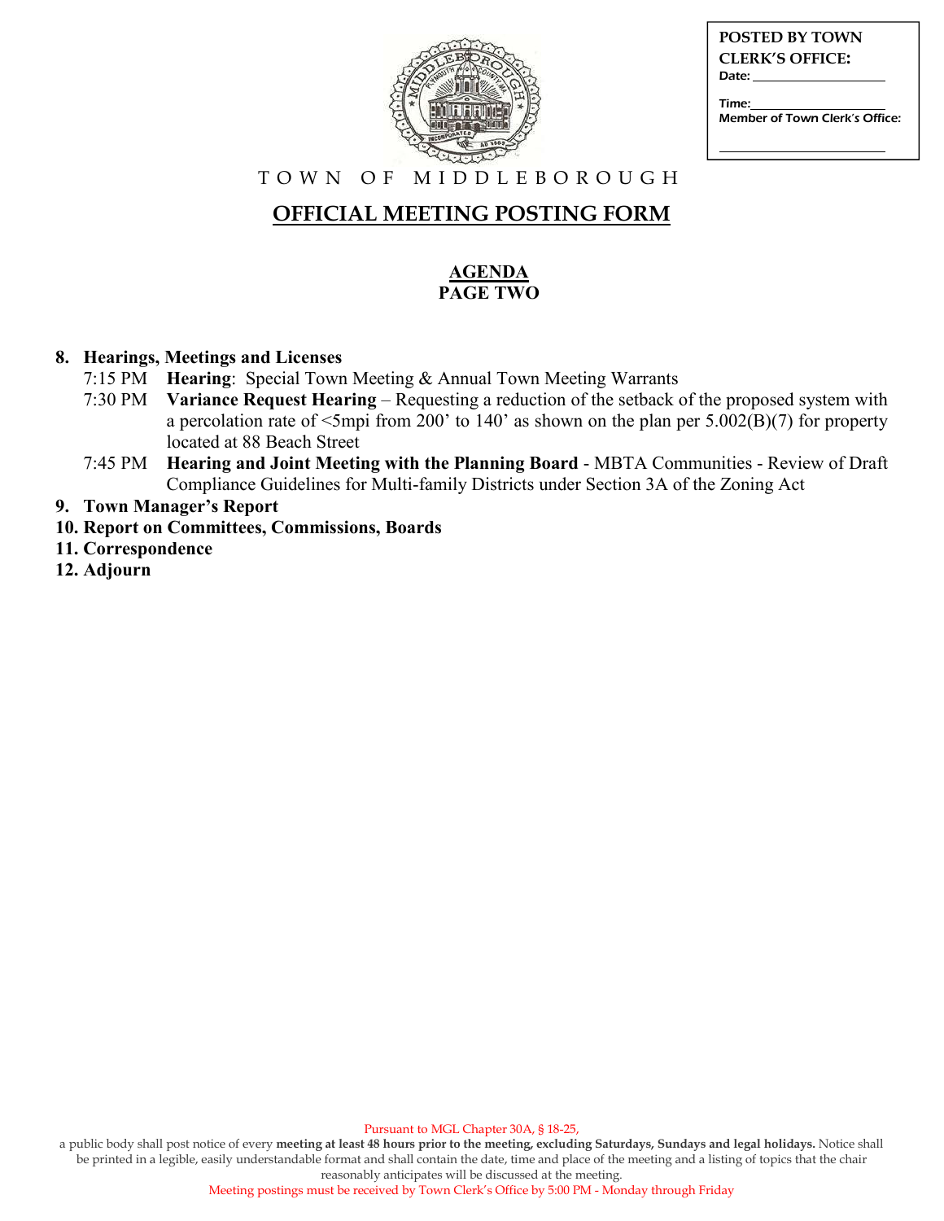POSTED BY TOWN CLERK'S OFFICE:
Date: \_\_\_\_\_\_\_\_\_\_\_\_\_\_\_\_

Time: \_\_\_\_\_\_\_\_\_\_\_\_\_\_\_\_

Member of Town Clerk's Office:

\_\_\_\_\_\_\_\_\_\_\_\_\_\_\_\_

TOWN OF MIDDLEBOROUGH

# OFFICIAL MEETING POSTING FORM

## AGENDA
## PAGE TWO

8. **Hearings, Meetings and Licenses**
   - 7:15 PM **Hearing**: Special Town Meeting & Annual Town Meeting Warrants
   - 7:30 PM **Variance Request Hearing** – Requesting a reduction of the setback of the proposed system with a percolation rate of <5mpi from 200' to 140' as shown on the plan per 5.002(B)(7) for property located at 88 Beach Street
   - 7:45 PM **Hearing and Joint Meeting with the Planning Board** - MBTA Communities - Review of Draft Compliance Guidelines for Multi-family Districts under Section 3A of the Zoning Act
9. **Town Manager's Report**
10. **Report on Committees, Commissions, Boards**
11. **Correspondence**
12. **Adjourn**

Pursuant to MGL Chapter 30A, § 18-25,
a public body shall post notice of every **meeting at least 48 hours prior to the meeting, excluding Saturdays, Sundays and legal holidays.** Notice shall be printed in a legible, easily understandable format and shall contain the date, time and place of the meeting and a listing of topics that the chair reasonably anticipates will be discussed at the meeting.
Meeting postings must be received by Town Clerk's Office by 5:00 PM - Monday through Friday